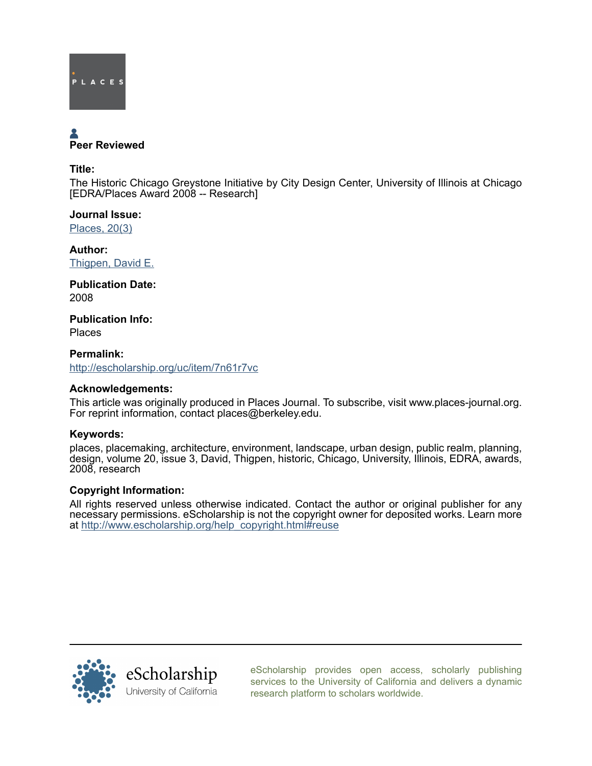Peer Reviewed

**Title:**

The Historic Chicago Greystone Initiative by City Design Center, University of Illinois at Chicago [EDRA/Places Award 2008 -- Research]

**Journal Issue:**

Places, 20(3)

**Author:**

Thigpen, David E.

**Publication Date:**

2008

**Publication Info:**

Places

**Permalink:**

http://escholarship.org/uc/item/7n61r7vc

**Acknowledgements:**

This article was originally produced in Places Journal. To subscribe, visit www.places-journal.org. For reprint information, contact places@berkeley.edu.

**Keywords:**

places, placemaking, architecture, environment, landscape, urban design, public realm, planning, design, volume 20, issue 3, David, Thigpen, historic, Chicago, University, Illinois, EDRA, awards, 2008, research

**Copyright Information:**

All rights reserved unless otherwise indicated. Contact the author or original publisher for any necessary permissions. eScholarship is not the copyright owner for deposited works. Learn more at http://www.escholarship.org/help_copyright.html#reuse

eScholarship provides open access, scholarly publishing services to the University of California and delivers a dynamic research platform to scholars worldwide.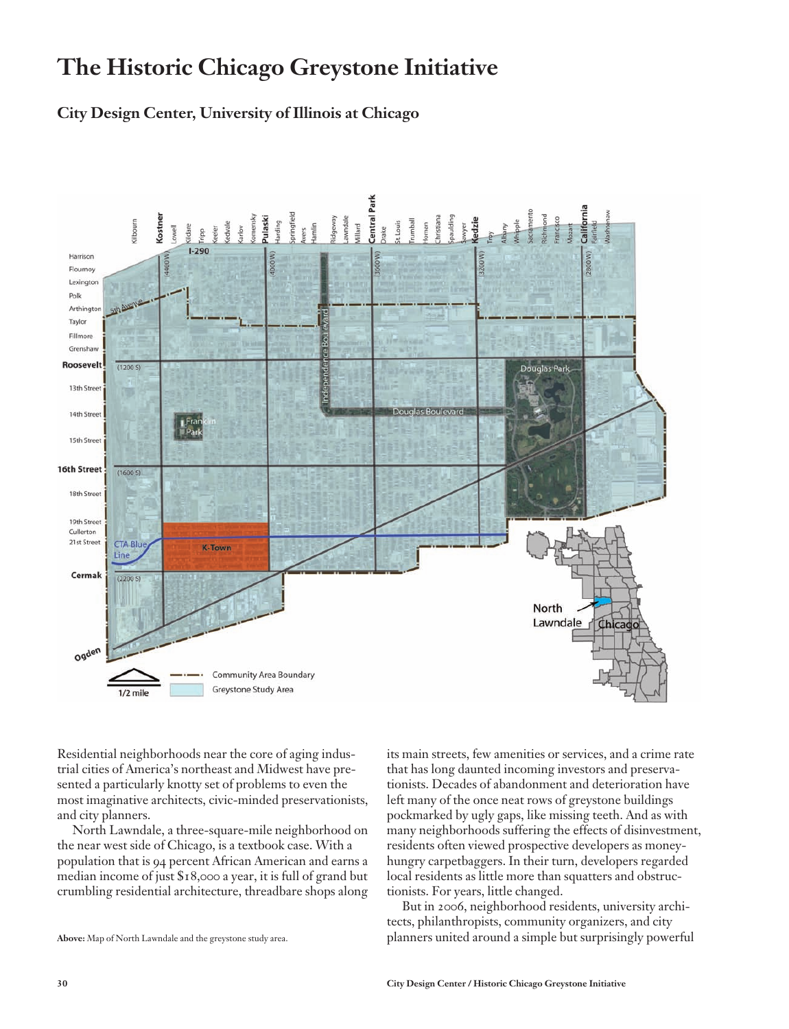# The Historic Chicago Greystone Initiative

## City Design Center, University of Illinois at Chicago

**Above:** Map of North Lawndale and the greystone study area.

Residential neighborhoods near the core of aging industrial cities of America's northeast and Midwest have presented a particularly knotty set of problems to even the most imaginative architects, civic-minded preservationists, and city planners.

North Lawndale, a three-square-mile neighborhood on the near west side of Chicago, is a textbook case. With a population that is 94 percent African American and earns a median income of just $18,000 a year, it is full of grand but crumbling residential architecture, threadbare shops along its main streets, few amenities or services, and a crime rate that has long daunted incoming investors and preservationists. Decades of abandonment and deterioration have left many of the once neat rows of greystone buildings pockmarked by ugly gaps, like missing teeth. And as with many neighborhoods suffering the effects of disinvestment, residents often viewed prospective developers as money-hungry carpetbaggers. In their turn, developers regarded local residents as little more than squatters and obstructionists. For years, little changed.

But in 2006, neighborhood residents, university architects, philanthropists, community organizers, and city planners united around a simple but surprisingly powerful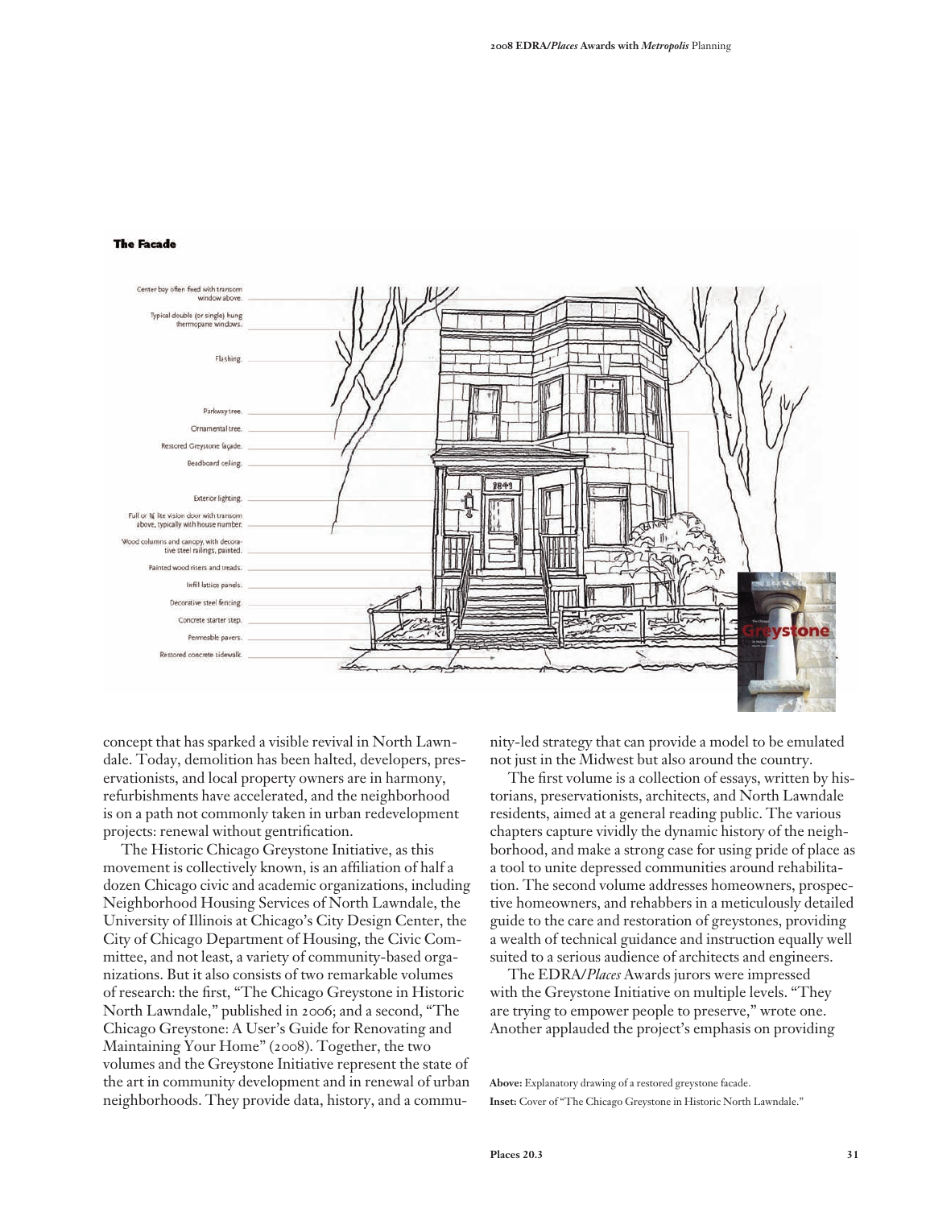### The Facade

Center bay often fixed with transom window above.

Typical double (or single) hung thermopane windows.

Flashing.

Parkway tree.

Ornamental tree.

Restored Greystone façade.

Beadboard ceiling.

Exterior lighting.

Full or ¾ lite vision door with transom above, typically with house number.

Wood columns and canopy, with decorative steel railings, painted.

Painted wood risers and treads.

Infill lattice panels.

Decorative steel fencing.

Concrete starter step.

Permeable pavers.

Restored concrete sidewalk.

concept that has sparked a visible revival in North Lawndale. Today, demolition has been halted, developers, preservationists, and local property owners are in harmony, refurbishments have accelerated, and the neighborhood is on a path not commonly taken in urban redevelopment projects: renewal without gentrification.

The Historic Chicago Greystone Initiative, as this movement is collectively known, is an affiliation of half a dozen Chicago civic and academic organizations, including Neighborhood Housing Services of North Lawndale, the University of Illinois at Chicago's City Design Center, the City of Chicago Department of Housing, the Civic Committee, and not least, a variety of community-based organizations. But it also consists of two remarkable volumes of research: the first, "The Chicago Greystone in Historic North Lawndale," published in 2006; and a second, "The Chicago Greystone: A User's Guide for Renovating and Maintaining Your Home" (2008). Together, the two volumes and the Greystone Initiative represent the state of the art in community development and in renewal of urban neighborhoods. They provide data, history, and a community-led strategy that can provide a model to be emulated not just in the Midwest but also around the country.

The first volume is a collection of essays, written by historians, preservationists, architects, and North Lawndale residents, aimed at a general reading public. The various chapters capture vividly the dynamic history of the neighborhood, and make a strong case for using pride of place as a tool to unite depressed communities around rehabilitation. The second volume addresses homeowners, prospective homeowners, and rehabbers in a meticulously detailed guide to the care and restoration of greystones, providing a wealth of technical guidance and instruction equally well suited to a serious audience of architects and engineers.

The EDRA/*Places* Awards jurors were impressed with the Greystone Initiative on multiple levels. "They are trying to empower people to preserve," wrote one. Another applauded the project's emphasis on providing

**Above:** Explanatory drawing of a restored greystone facade.

**Inset:** Cover of "The Chicago Greystone in Historic North Lawndale."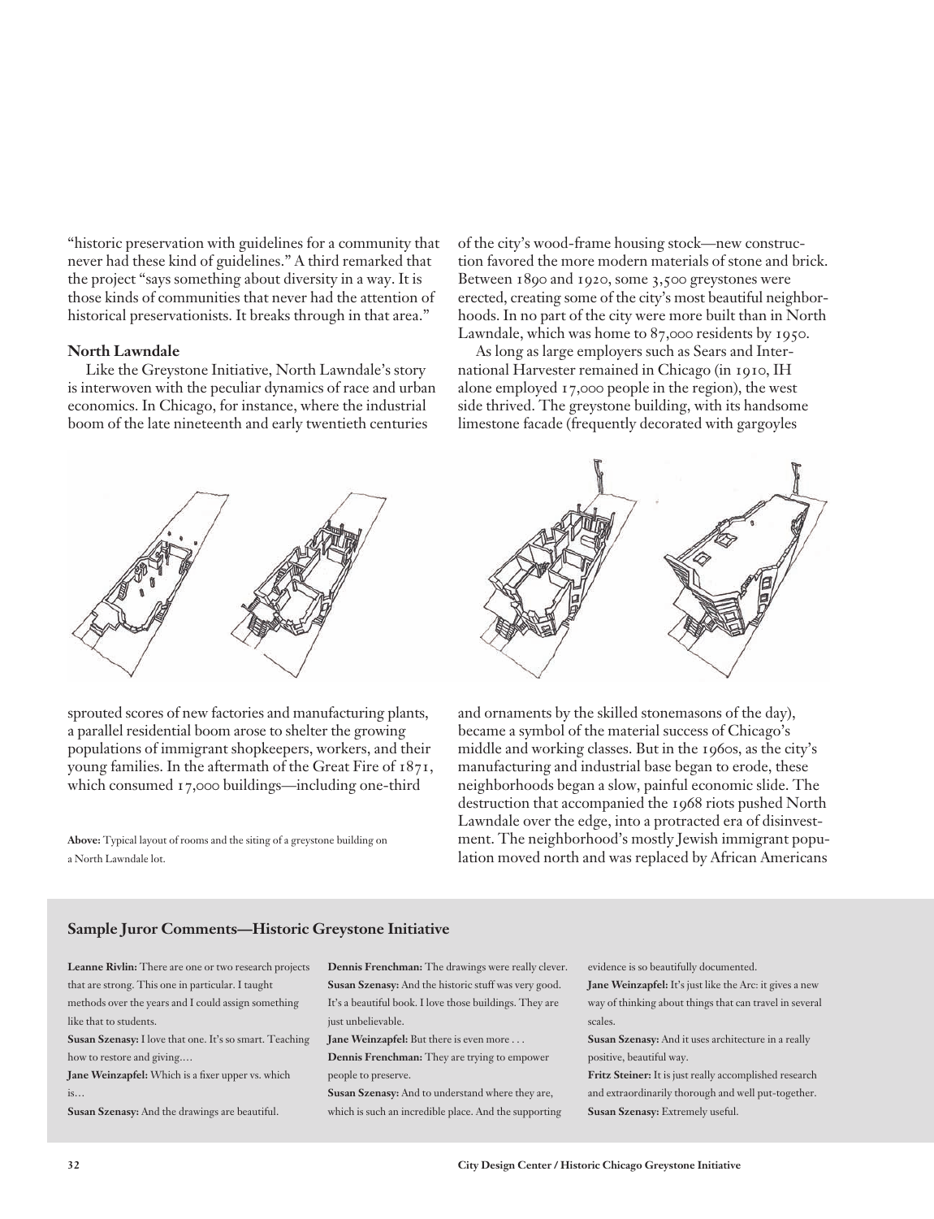"historic preservation with guidelines for a community that never had these kind of guidelines." A third remarked that the project "says something about diversity in a way. It is those kinds of communities that never had the attention of historical preservationists. It breaks through in that area."

### North Lawndale

Like the Greystone Initiative, North Lawndale's story is interwoven with the peculiar dynamics of race and urban economics. In Chicago, for instance, where the industrial boom of the late nineteenth and early twentieth centuries sprouted scores of new factories and manufacturing plants, a parallel residential boom arose to shelter the growing populations of immigrant shopkeepers, workers, and their young families. In the aftermath of the Great Fire of 1871, which consumed 17,000 buildings—including one-third of the city's wood-frame housing stock—new construction favored the more modern materials of stone and brick. Between 1890 and 1920, some 3,500 greystones were erected, creating some of the city's most beautiful neighborhoods. In no part of the city were more built than in North Lawndale, which was home to 87,000 residents by 1950.

As long as large employers such as Sears and International Harvester remained in Chicago (in 1910, IH alone employed 17,000 people in the region), the west side thrived. The greystone building, with its handsome limestone facade (frequently decorated with gargoyles and ornaments by the skilled stonemasons of the day), became a symbol of the material success of Chicago's middle and working classes. But in the 1960s, as the city's manufacturing and industrial base began to erode, these neighborhoods began a slow, painful economic slide. The destruction that accompanied the 1968 riots pushed North Lawndale over the edge, into a protracted era of disinvestment. The neighborhood's mostly Jewish immigrant population moved north and was replaced by African Americans

**Above:** Typical layout of rooms and the siting of a greystone building on a North Lawndale lot.

### Sample Juror Comments—Historic Greystone Initiative

**Leanne Rivlin:** There are one or two research projects that are strong. This one in particular. I taught methods over the years and I could assign something like that to students.

**Susan Szenasy:** I love that one. It's so smart. Teaching how to restore and giving....

**Jane Weinzapfel:** Which is a fixer upper vs. which is...

**Susan Szenasy:** And the drawings are beautiful.

**Dennis Frenchman:** The drawings were really clever.

**Susan Szenasy:** And the historic stuff was very good. It's a beautiful book. I love those buildings. They are just unbelievable.

**Jane Weinzapfel:** But there is even more . . .

**Dennis Frenchman:** They are trying to empower people to preserve.

**Susan Szenasy:** And to understand where they are, which is such an incredible place. And the supporting evidence is so beautifully documented.

**Jane Weinzapfel:** It's just like the Arc: it gives a new way of thinking about things that can travel in several scales.

**Susan Szenasy:** And it uses architecture in a really positive, beautiful way.

**Fritz Steiner:** It is just really accomplished research and extraordinarily thorough and well put-together.

**Susan Szenasy:** Extremely useful.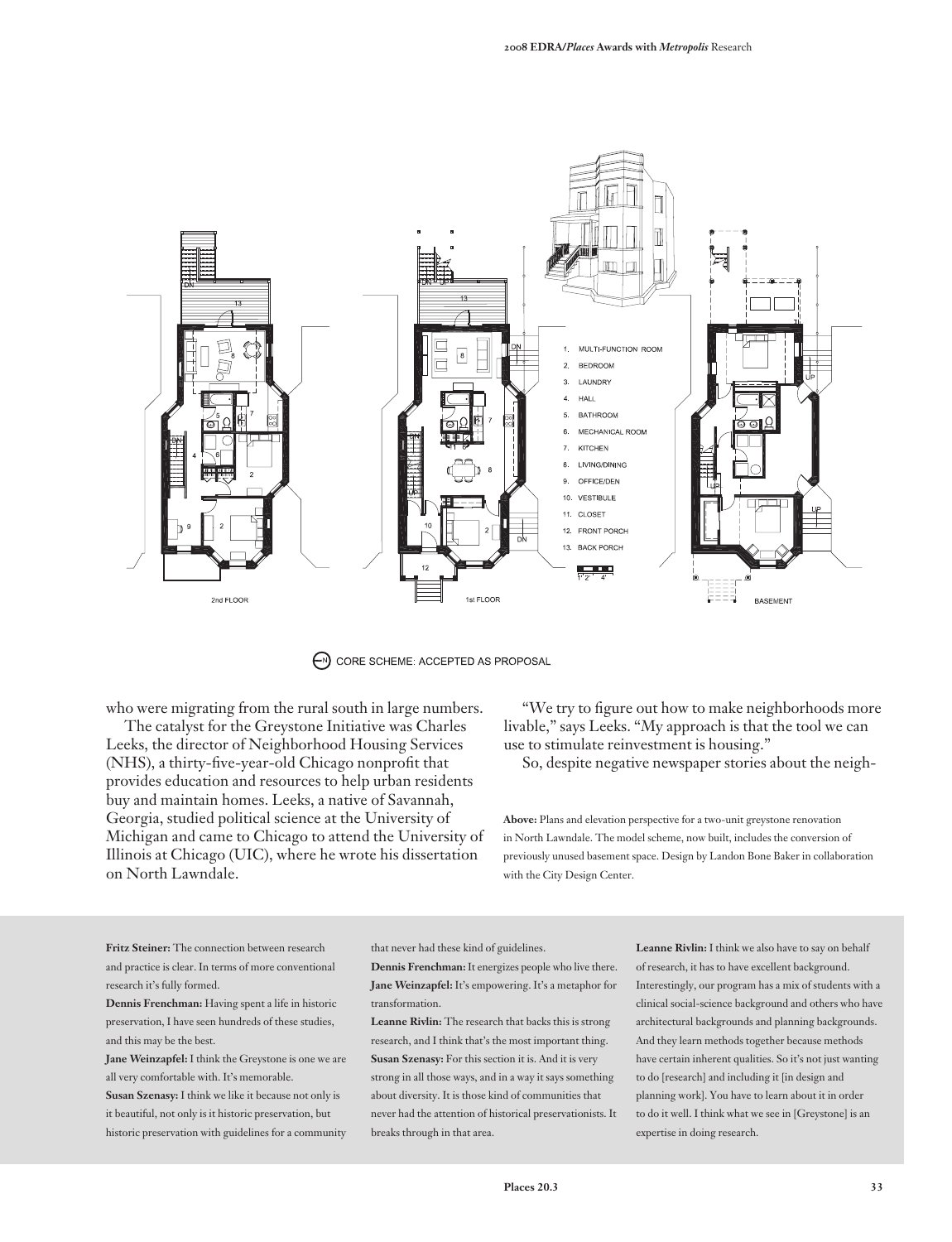1. MULTI-FUNCTION ROOM
2. BEDROOM
3. LAUNDRY
4. HALL
5. BATHROOM
6. MECHANICAL ROOM
7. KITCHEN
8. LIVING/DINING
9. OFFICE/DEN
10. VESTIBULE
11. CLOSET
12. FRONT PORCH
13. BACK PORCH

2nd FLOOR — 1st FLOOR — BASEMENT

CORE SCHEME: ACCEPTED AS PROPOSAL

who were migrating from the rural south in large numbers.

The catalyst for the Greystone Initiative was Charles Leeks, the director of Neighborhood Housing Services (NHS), a thirty-five-year-old Chicago nonprofit that provides education and resources to help urban residents buy and maintain homes. Leeks, a native of Savannah, Georgia, studied political science at the University of Michigan and came to Chicago to attend the University of Illinois at Chicago (UIC), where he wrote his dissertation on North Lawndale.

"We try to figure out how to make neighborhoods more livable," says Leeks. "My approach is that the tool we can use to stimulate reinvestment is housing."

So, despite negative newspaper stories about the neigh-

**Above:** Plans and elevation perspective for a two-unit greystone renovation in North Lawndale. The model scheme, now built, includes the conversion of previously unused basement space. Design by Landon Bone Baker in collaboration with the City Design Center.

**Fritz Steiner:** The connection between research and practice is clear. In terms of more conventional research it's fully formed.

**Dennis Frenchman:** Having spent a life in historic preservation, I have seen hundreds of these studies, and this may be the best.

**Jane Weinzapfel:** I think the Greystone is one we are all very comfortable with. It's memorable.

**Susan Szenasy:** I think we like it because not only is it beautiful, not only is it historic preservation, but historic preservation with guidelines for a community that never had these kind of guidelines.

**Dennis Frenchman:** It energizes people who live there.

**Jane Weinzapfel:** It's empowering. It's a metaphor for transformation.

**Leanne Rivlin:** The research that backs this is strong research, and I think that's the most important thing.

**Susan Szenasy:** For this section it is. And it is very strong in all those ways, and in a way it says something about diversity. It is those kind of communities that never had the attention of historical preservationists. It breaks through in that area.

**Leanne Rivlin:** I think we also have to say on behalf of research, it has to have excellent background. Interestingly, our program has a mix of students with a clinical social-science background and others who have architectural backgrounds and planning backgrounds. And they learn methods together because methods have certain inherent qualities. So it's not just wanting to do [research] and including it [in design and planning work]. You have to learn about it in order to do it well. I think what we see in [Greystone] is an expertise in doing research.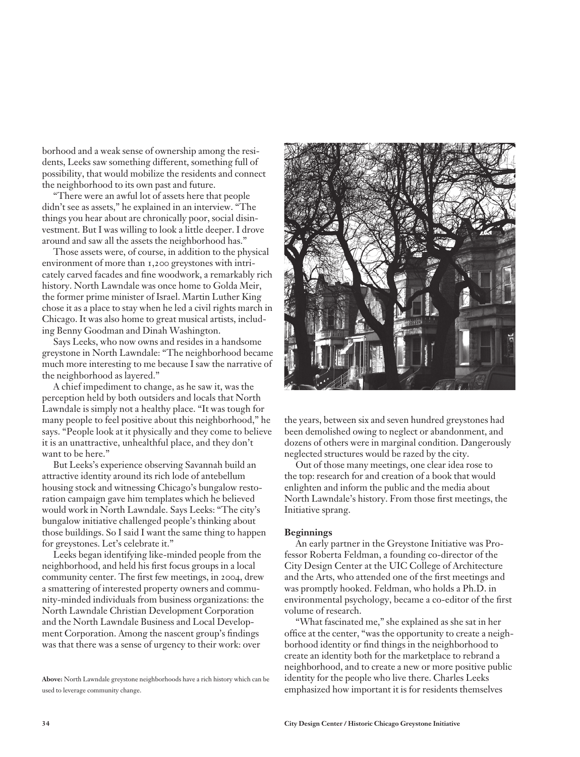borhood and a weak sense of ownership among the residents, Leeks saw something different, something full of possibility, that would mobilize the residents and connect the neighborhood to its own past and future.

"There were an awful lot of assets here that people didn't see as assets," he explained in an interview. "The things you hear about are chronically poor, social disinvestment. But I was willing to look a little deeper. I drove around and saw all the assets the neighborhood has."

Those assets were, of course, in addition to the physical environment of more than 1,200 greystones with intricately carved facades and fine woodwork, a remarkably rich history. North Lawndale was once home to Golda Meir, the former prime minister of Israel. Martin Luther King chose it as a place to stay when he led a civil rights march in Chicago. It was also home to great musical artists, including Benny Goodman and Dinah Washington.

Says Leeks, who now owns and resides in a handsome greystone in North Lawndale: "The neighborhood became much more interesting to me because I saw the narrative of the neighborhood as layered."

A chief impediment to change, as he saw it, was the perception held by both outsiders and locals that North Lawndale is simply not a healthy place. "It was tough for many people to feel positive about this neighborhood," he says. "People look at it physically and they come to believe it is an unattractive, unhealthful place, and they don't want to be here."

But Leeks's experience observing Savannah build an attractive identity around its rich lode of antebellum housing stock and witnessing Chicago's bungalow restoration campaign gave him templates which he believed would work in North Lawndale. Says Leeks: "The city's bungalow initiative challenged people's thinking about those buildings. So I said I want the same thing to happen for greystones. Let's celebrate it."

Leeks began identifying like-minded people from the neighborhood, and held his first focus groups in a local community center. The first few meetings, in 2004, drew a smattering of interested property owners and community-minded individuals from business organizations: the North Lawndale Christian Development Corporation and the North Lawndale Business and Local Development Corporation. Among the nascent group's findings was that there was a sense of urgency to their work: over the years, between six and seven hundred greystones had been demolished owing to neglect or abandonment, and dozens of others were in marginal condition. Dangerously neglected structures would be razed by the city.

Out of those many meetings, one clear idea rose to the top: research for and creation of a book that would enlighten and inform the public and the media about North Lawndale's history. From those first meetings, the Initiative sprang.

**Above:** North Lawndale greystone neighborhoods have a rich history which can be used to leverage community change.

**Beginnings**

An early partner in the Greystone Initiative was Professor Roberta Feldman, a founding co-director of the City Design Center at the UIC College of Architecture and the Arts, who attended one of the first meetings and was promptly hooked. Feldman, who holds a Ph.D. in environmental psychology, became a co-editor of the first volume of research.

"What fascinated me," she explained as she sat in her office at the center, "was the opportunity to create a neighborhood identity or find things in the neighborhood to create an identity both for the marketplace to rebrand a neighborhood, and to create a new or more positive public identity for the people who live there. Charles Leeks emphasized how important it is for residents themselves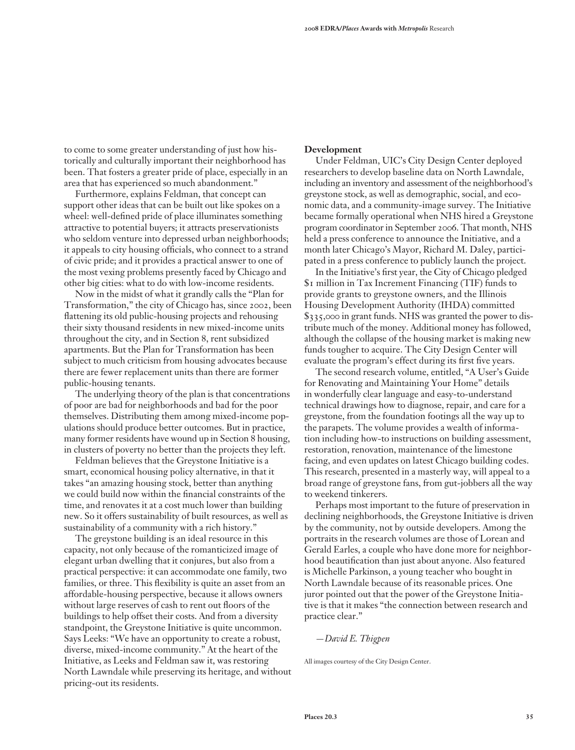to come to some greater understanding of just how historically and culturally important their neighborhood has been. That fosters a greater pride of place, especially in an area that has experienced so much abandonment."

Furthermore, explains Feldman, that concept can support other ideas that can be built out like spokes on a wheel: well-defined pride of place illuminates something attractive to potential buyers; it attracts preservationists who seldom venture into depressed urban neighborhoods; it appeals to city housing officials, who connect to a strand of civic pride; and it provides a practical answer to one of the most vexing problems presently faced by Chicago and other big cities: what to do with low-income residents.

Now in the midst of what it grandly calls the "Plan for Transformation," the city of Chicago has, since 2002, been flattening its old public-housing projects and rehousing their sixty thousand residents in new mixed-income units throughout the city, and in Section 8, rent subsidized apartments. But the Plan for Transformation has been subject to much criticism from housing advocates because there are fewer replacement units than there are former public-housing tenants.

The underlying theory of the plan is that concentrations of poor are bad for neighborhoods and bad for the poor themselves. Distributing them among mixed-income populations should produce better outcomes. But in practice, many former residents have wound up in Section 8 housing, in clusters of poverty no better than the projects they left.

Feldman believes that the Greystone Initiative is a smart, economical housing policy alternative, in that it takes "an amazing housing stock, better than anything we could build now within the financial constraints of the time, and renovates it at a cost much lower than building new. So it offers sustainability of built resources, as well as sustainability of a community with a rich history."

The greystone building is an ideal resource in this capacity, not only because of the romanticized image of elegant urban dwelling that it conjures, but also from a practical perspective: it can accommodate one family, two families, or three. This flexibility is quite an asset from an affordable-housing perspective, because it allows owners without large reserves of cash to rent out floors of the buildings to help offset their costs. And from a diversity standpoint, the Greystone Initiative is quite uncommon. Says Leeks: "We have an opportunity to create a robust, diverse, mixed-income community." At the heart of the Initiative, as Leeks and Feldman saw it, was restoring North Lawndale while preserving its heritage, and without pricing-out its residents.

**Development**

Under Feldman, UIC's City Design Center deployed researchers to develop baseline data on North Lawndale, including an inventory and assessment of the neighborhood's greystone stock, as well as demographic, social, and economic data, and a community-image survey. The Initiative became formally operational when NHS hired a Greystone program coordinator in September 2006. That month, NHS held a press conference to announce the Initiative, and a month later Chicago's Mayor, Richard M. Daley, participated in a press conference to publicly launch the project.

In the Initiative's first year, the City of Chicago pledged $1 million in Tax Increment Financing (TIF) funds to provide grants to greystone owners, and the Illinois Housing Development Authority (IHDA) committed $335,000 in grant funds. NHS was granted the power to distribute much of the money. Additional money has followed, although the collapse of the housing market is making new funds tougher to acquire. The City Design Center will evaluate the program's effect during its first five years.

The second research volume, entitled, "A User's Guide for Renovating and Maintaining Your Home" details in wonderfully clear language and easy-to-understand technical drawings how to diagnose, repair, and care for a greystone, from the foundation footings all the way up to the parapets. The volume provides a wealth of information including how-to instructions on building assessment, restoration, renovation, maintenance of the limestone facing, and even updates on latest Chicago building codes. This research, presented in a masterly way, will appeal to a broad range of greystone fans, from gut-jobbers all the way to weekend tinkerers.

Perhaps most important to the future of preservation in declining neighborhoods, the Greystone Initiative is driven by the community, not by outside developers. Among the portraits in the research volumes are those of Lorean and Gerald Earles, a couple who have done more for neighborhood beautification than just about anyone. Also featured is Michelle Parkinson, a young teacher who bought in North Lawndale because of its reasonable prices. One juror pointed out that the power of the Greystone Initiative is that it makes "the connection between research and practice clear."

*—David E. Thigpen*

All images courtesy of the City Design Center.